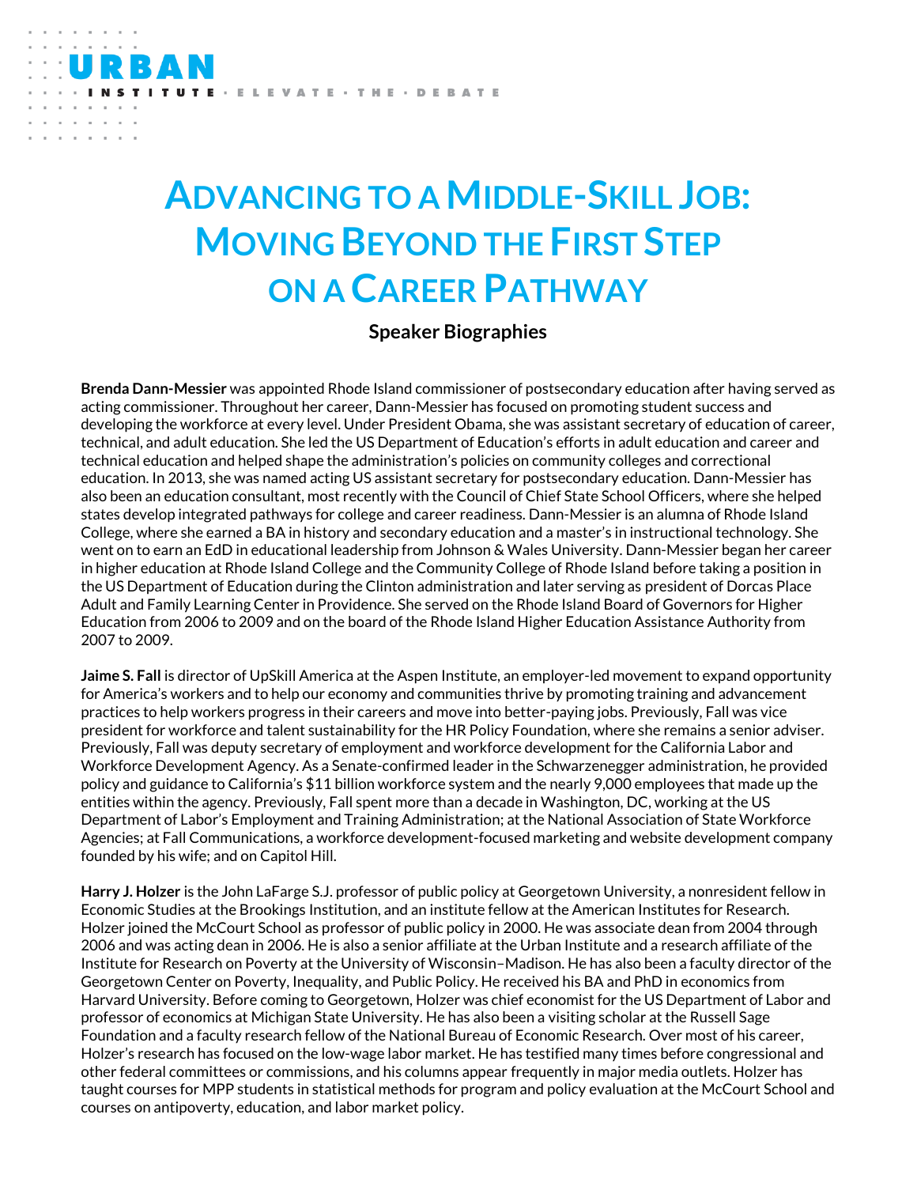# Advancing to a Middle-Skill Job: Moving Beyond the First Step on a Career Pathway

## Speaker Biographies

**Brenda Dann-Messier** was appointed Rhode Island commissioner of postsecondary education after having served as acting commissioner. Throughout her career, Dann-Messier has focused on promoting student success and developing the workforce at every level. Under President Obama, she was assistant secretary of education of career, technical, and adult education. She led the US Department of Education's efforts in adult education and career and technical education and helped shape the administration's policies on community colleges and correctional education. In 2013, she was named acting US assistant secretary for postsecondary education. Dann-Messier has also been an education consultant, most recently with the Council of Chief State School Officers, where she helped states develop integrated pathways for college and career readiness. Dann-Messier is an alumna of Rhode Island College, where she earned a BA in history and secondary education and a master's in instructional technology. She went on to earn an EdD in educational leadership from Johnson & Wales University. Dann-Messier began her career in higher education at Rhode Island College and the Community College of Rhode Island before taking a position in the US Department of Education during the Clinton administration and later serving as president of Dorcas Place Adult and Family Learning Center in Providence. She served on the Rhode Island Board of Governors for Higher Education from 2006 to 2009 and on the board of the Rhode Island Higher Education Assistance Authority from 2007 to 2009.

**Jaime S. Fall** is director of UpSkill America at the Aspen Institute, an employer-led movement to expand opportunity for America's workers and to help our economy and communities thrive by promoting training and advancement practices to help workers progress in their careers and move into better-paying jobs. Previously, Fall was vice president for workforce and talent sustainability for the HR Policy Foundation, where she remains a senior adviser. Previously, Fall was deputy secretary of employment and workforce development for the California Labor and Workforce Development Agency. As a Senate-confirmed leader in the Schwarzenegger administration, he provided policy and guidance to California's $11 billion workforce system and the nearly 9,000 employees that made up the entities within the agency. Previously, Fall spent more than a decade in Washington, DC, working at the US Department of Labor's Employment and Training Administration; at the National Association of State Workforce Agencies; at Fall Communications, a workforce development-focused marketing and website development company founded by his wife; and on Capitol Hill.

**Harry J. Holzer** is the John LaFarge S.J. professor of public policy at Georgetown University, a nonresident fellow in Economic Studies at the Brookings Institution, and an institute fellow at the American Institutes for Research. Holzer joined the McCourt School as professor of public policy in 2000. He was associate dean from 2004 through 2006 and was acting dean in 2006. He is also a senior affiliate at the Urban Institute and a research affiliate of the Institute for Research on Poverty at the University of Wisconsin–Madison. He has also been a faculty director of the Georgetown Center on Poverty, Inequality, and Public Policy. He received his BA and PhD in economics from Harvard University. Before coming to Georgetown, Holzer was chief economist for the US Department of Labor and professor of economics at Michigan State University. He has also been a visiting scholar at the Russell Sage Foundation and a faculty research fellow of the National Bureau of Economic Research. Over most of his career, Holzer's research has focused on the low-wage labor market. He has testified many times before congressional and other federal committees or commissions, and his columns appear frequently in major media outlets. Holzer has taught courses for MPP students in statistical methods for program and policy evaluation at the McCourt School and courses on antipoverty, education, and labor market policy.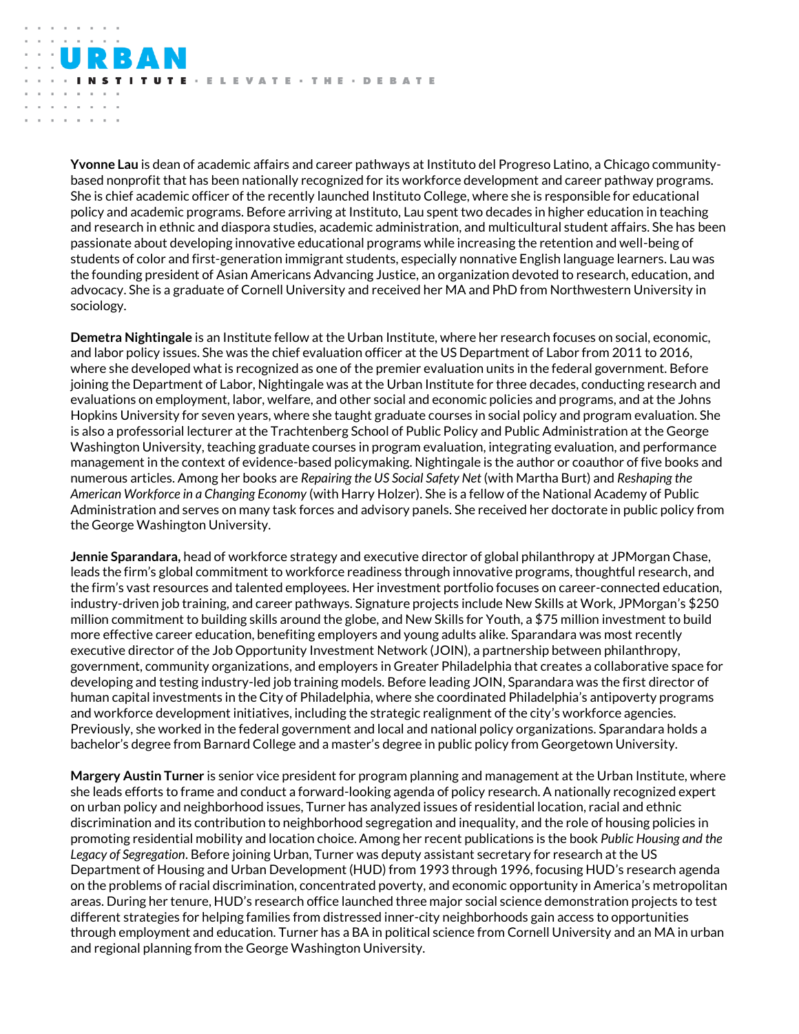**Yvonne Lau** is dean of academic affairs and career pathways at Instituto del Progreso Latino, a Chicago community-based nonprofit that has been nationally recognized for its workforce development and career pathway programs. She is chief academic officer of the recently launched Instituto College, where she is responsible for educational policy and academic programs. Before arriving at Instituto, Lau spent two decades in higher education in teaching and research in ethnic and diaspora studies, academic administration, and multicultural student affairs. She has been passionate about developing innovative educational programs while increasing the retention and well-being of students of color and first-generation immigrant students, especially nonnative English language learners. Lau was the founding president of Asian Americans Advancing Justice, an organization devoted to research, education, and advocacy. She is a graduate of Cornell University and received her MA and PhD from Northwestern University in sociology.

**Demetra Nightingale** is an Institute fellow at the Urban Institute, where her research focuses on social, economic, and labor policy issues. She was the chief evaluation officer at the US Department of Labor from 2011 to 2016, where she developed what is recognized as one of the premier evaluation units in the federal government. Before joining the Department of Labor, Nightingale was at the Urban Institute for three decades, conducting research and evaluations on employment, labor, welfare, and other social and economic policies and programs, and at the Johns Hopkins University for seven years, where she taught graduate courses in social policy and program evaluation. She is also a professorial lecturer at the Trachtenberg School of Public Policy and Public Administration at the George Washington University, teaching graduate courses in program evaluation, integrating evaluation, and performance management in the context of evidence-based policymaking. Nightingale is the author or coauthor of five books and numerous articles. Among her books are *Repairing the US Social Safety Net* (with Martha Burt) and *Reshaping the American Workforce in a Changing Economy* (with Harry Holzer). She is a fellow of the National Academy of Public Administration and serves on many task forces and advisory panels. She received her doctorate in public policy from the George Washington University.

**Jennie Sparandara,** head of workforce strategy and executive director of global philanthropy at JPMorgan Chase, leads the firm's global commitment to workforce readiness through innovative programs, thoughtful research, and the firm's vast resources and talented employees. Her investment portfolio focuses on career-connected education, industry-driven job training, and career pathways. Signature projects include New Skills at Work, JPMorgan's $250 million commitment to building skills around the globe, and New Skills for Youth, a $75 million investment to build more effective career education, benefiting employers and young adults alike. Sparandara was most recently executive director of the Job Opportunity Investment Network (JOIN), a partnership between philanthropy, government, community organizations, and employers in Greater Philadelphia that creates a collaborative space for developing and testing industry-led job training models. Before leading JOIN, Sparandara was the first director of human capital investments in the City of Philadelphia, where she coordinated Philadelphia's antipoverty programs and workforce development initiatives, including the strategic realignment of the city's workforce agencies. Previously, she worked in the federal government and local and national policy organizations. Sparandara holds a bachelor's degree from Barnard College and a master's degree in public policy from Georgetown University.

**Margery Austin Turner** is senior vice president for program planning and management at the Urban Institute, where she leads efforts to frame and conduct a forward-looking agenda of policy research. A nationally recognized expert on urban policy and neighborhood issues, Turner has analyzed issues of residential location, racial and ethnic discrimination and its contribution to neighborhood segregation and inequality, and the role of housing policies in promoting residential mobility and location choice. Among her recent publications is the book *Public Housing and the Legacy of Segregation*. Before joining Urban, Turner was deputy assistant secretary for research at the US Department of Housing and Urban Development (HUD) from 1993 through 1996, focusing HUD's research agenda on the problems of racial discrimination, concentrated poverty, and economic opportunity in America's metropolitan areas. During her tenure, HUD's research office launched three major social science demonstration projects to test different strategies for helping families from distressed inner-city neighborhoods gain access to opportunities through employment and education. Turner has a BA in political science from Cornell University and an MA in urban and regional planning from the George Washington University.